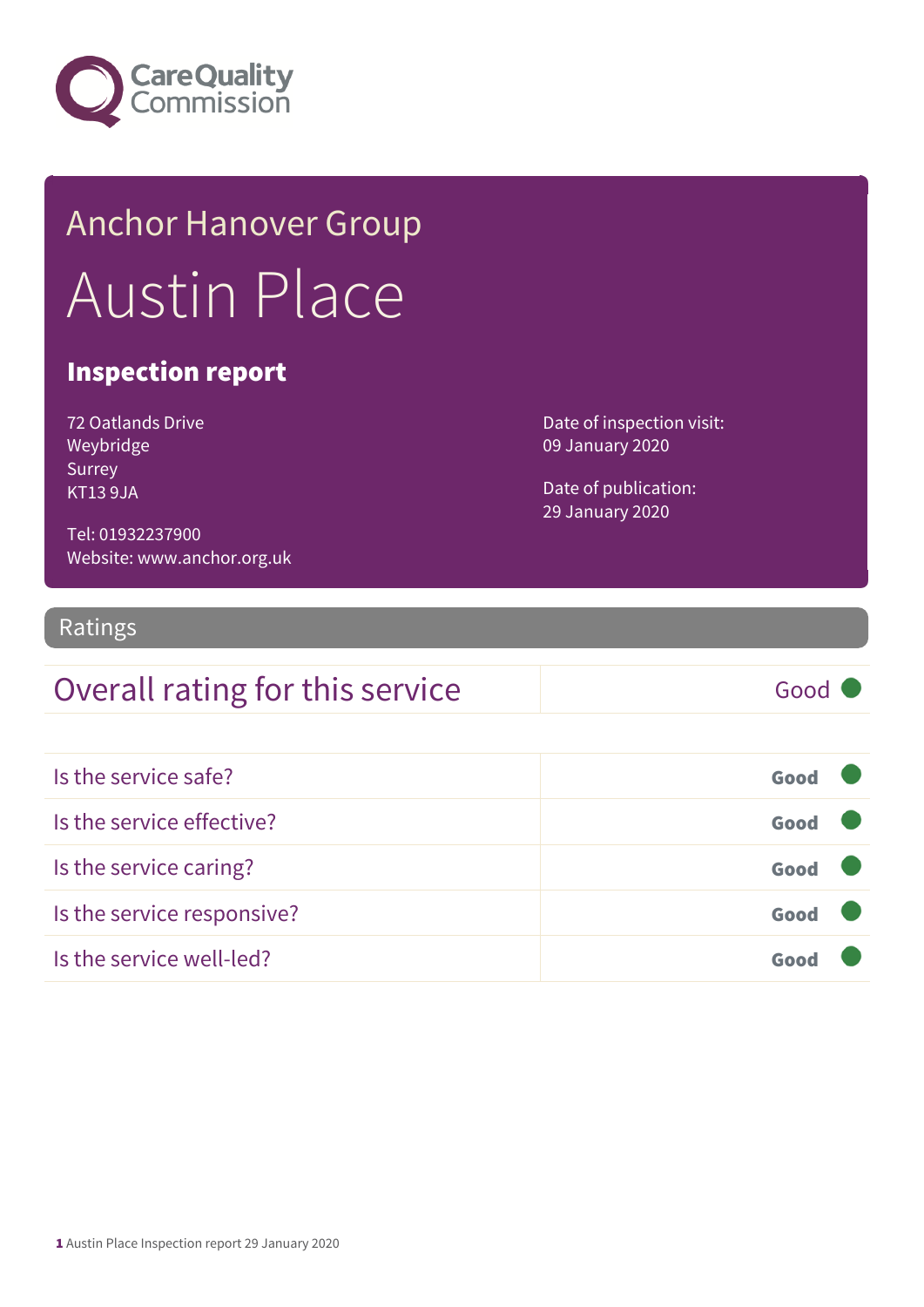Care Quality Commission

# Anchor Hanover Group

# Austin Place

## Inspection report

72 Oatlands Drive
Weybridge
Surrey
KT13 9JA

Tel: 01932237900
Website: www.anchor.org.uk

Date of inspection visit:
09 January 2020

Date of publication:
29 January 2020

## Ratings

| Overall rating for this service | Good |
| --- | --- |

| | |
| --- | --- |
| Is the service safe? | Good |
| Is the service effective? | Good |
| Is the service caring? | Good |
| Is the service responsive? | Good |
| Is the service well-led? | Good |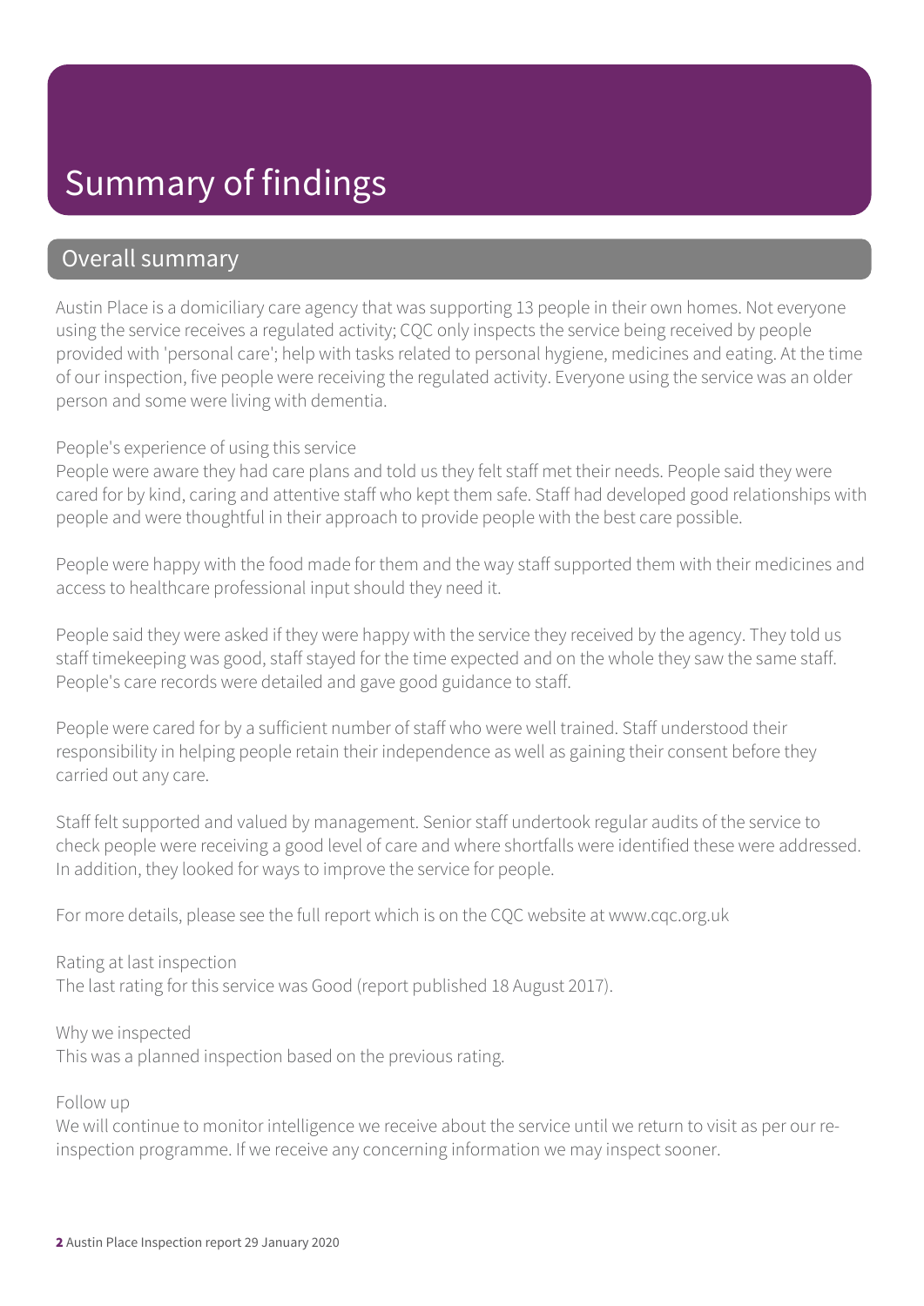# Summary of findings

## Overall summary

Austin Place is a domiciliary care agency that was supporting 13 people in their own homes. Not everyone using the service receives a regulated activity; CQC only inspects the service being received by people provided with 'personal care'; help with tasks related to personal hygiene, medicines and eating. At the time of our inspection, five people were receiving the regulated activity. Everyone using the service was an older person and some were living with dementia.

People's experience of using this service

People were aware they had care plans and told us they felt staff met their needs. People said they were cared for by kind, caring and attentive staff who kept them safe. Staff had developed good relationships with people and were thoughtful in their approach to provide people with the best care possible.

People were happy with the food made for them and the way staff supported them with their medicines and access to healthcare professional input should they need it.

People said they were asked if they were happy with the service they received by the agency. They told us staff timekeeping was good, staff stayed for the time expected and on the whole they saw the same staff. People's care records were detailed and gave good guidance to staff.

People were cared for by a sufficient number of staff who were well trained. Staff understood their responsibility in helping people retain their independence as well as gaining their consent before they carried out any care.

Staff felt supported and valued by management. Senior staff undertook regular audits of the service to check people were receiving a good level of care and where shortfalls were identified these were addressed. In addition, they looked for ways to improve the service for people.

For more details, please see the full report which is on the CQC website at www.cqc.org.uk

Rating at last inspection

The last rating for this service was Good (report published 18 August 2017).

Why we inspected

This was a planned inspection based on the previous rating.

Follow up

We will continue to monitor intelligence we receive about the service until we return to visit as per our re-inspection programme. If we receive any concerning information we may inspect sooner.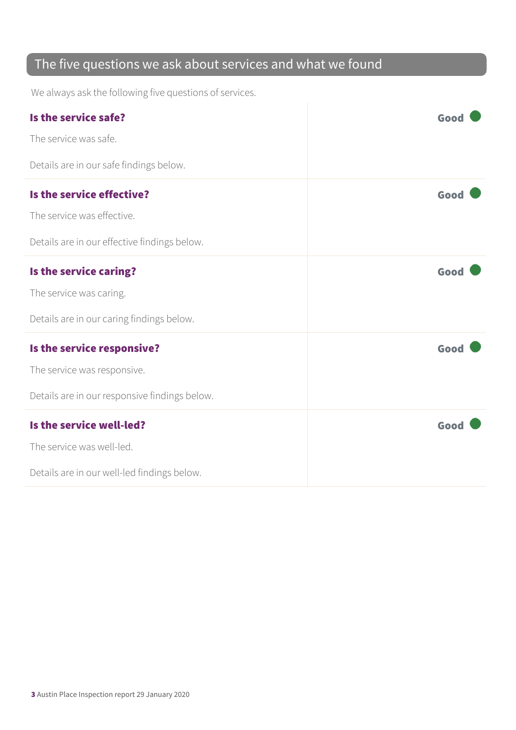## The five questions we ask about services and what we found

We always ask the following five questions of services.

### Is the service safe? — Good

The service was safe.

Details are in our safe findings below.

### Is the service effective? — Good

The service was effective.

Details are in our effective findings below.

### Is the service caring? — Good

The service was caring.

Details are in our caring findings below.

### Is the service responsive? — Good

The service was responsive.

Details are in our responsive findings below.

### Is the service well-led? — Good

The service was well-led.

Details are in our well-led findings below.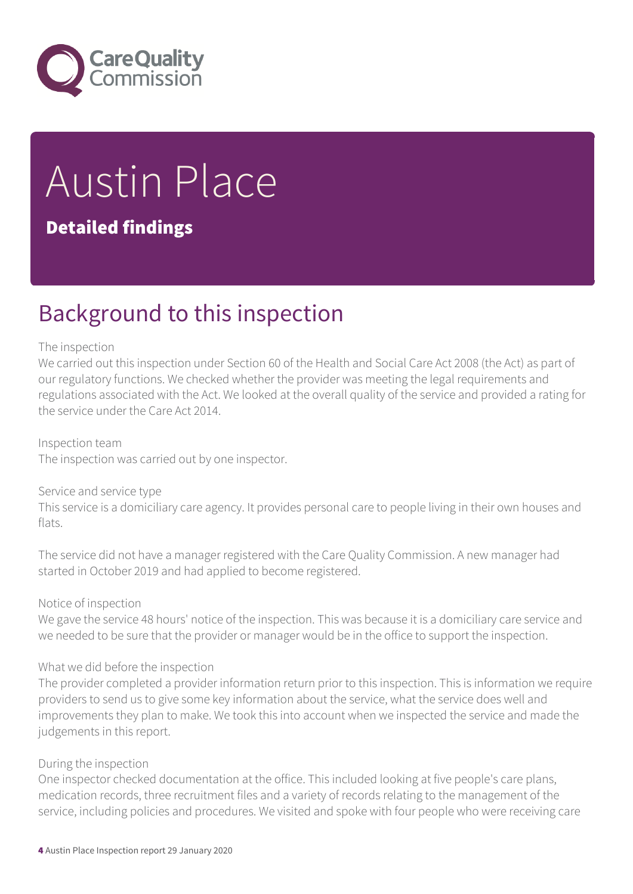# Austin Place

## Detailed findings

## Background to this inspection

The inspection

We carried out this inspection under Section 60 of the Health and Social Care Act 2008 (the Act) as part of our regulatory functions. We checked whether the provider was meeting the legal requirements and regulations associated with the Act. We looked at the overall quality of the service and provided a rating for the service under the Care Act 2014.

Inspection team

The inspection was carried out by one inspector.

Service and service type

This service is a domiciliary care agency. It provides personal care to people living in their own houses and flats.

The service did not have a manager registered with the Care Quality Commission. A new manager had started in October 2019 and had applied to become registered.

Notice of inspection

We gave the service 48 hours' notice of the inspection. This was because it is a domiciliary care service and we needed to be sure that the provider or manager would be in the office to support the inspection.

What we did before the inspection

The provider completed a provider information return prior to this inspection. This is information we require providers to send us to give some key information about the service, what the service does well and improvements they plan to make. We took this into account when we inspected the service and made the judgements in this report.

During the inspection

One inspector checked documentation at the office. This included looking at five people's care plans, medication records, three recruitment files and a variety of records relating to the management of the service, including policies and procedures. We visited and spoke with four people who were receiving care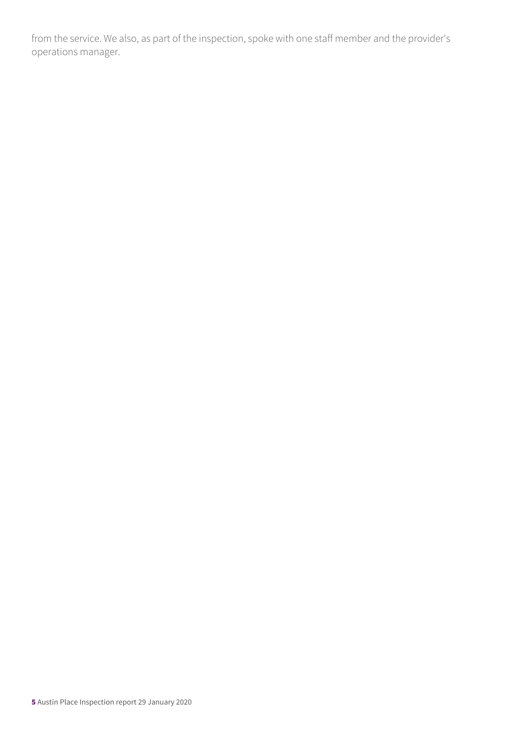from the service. We also, as part of the inspection, spoke with one staff member and the provider's operations manager.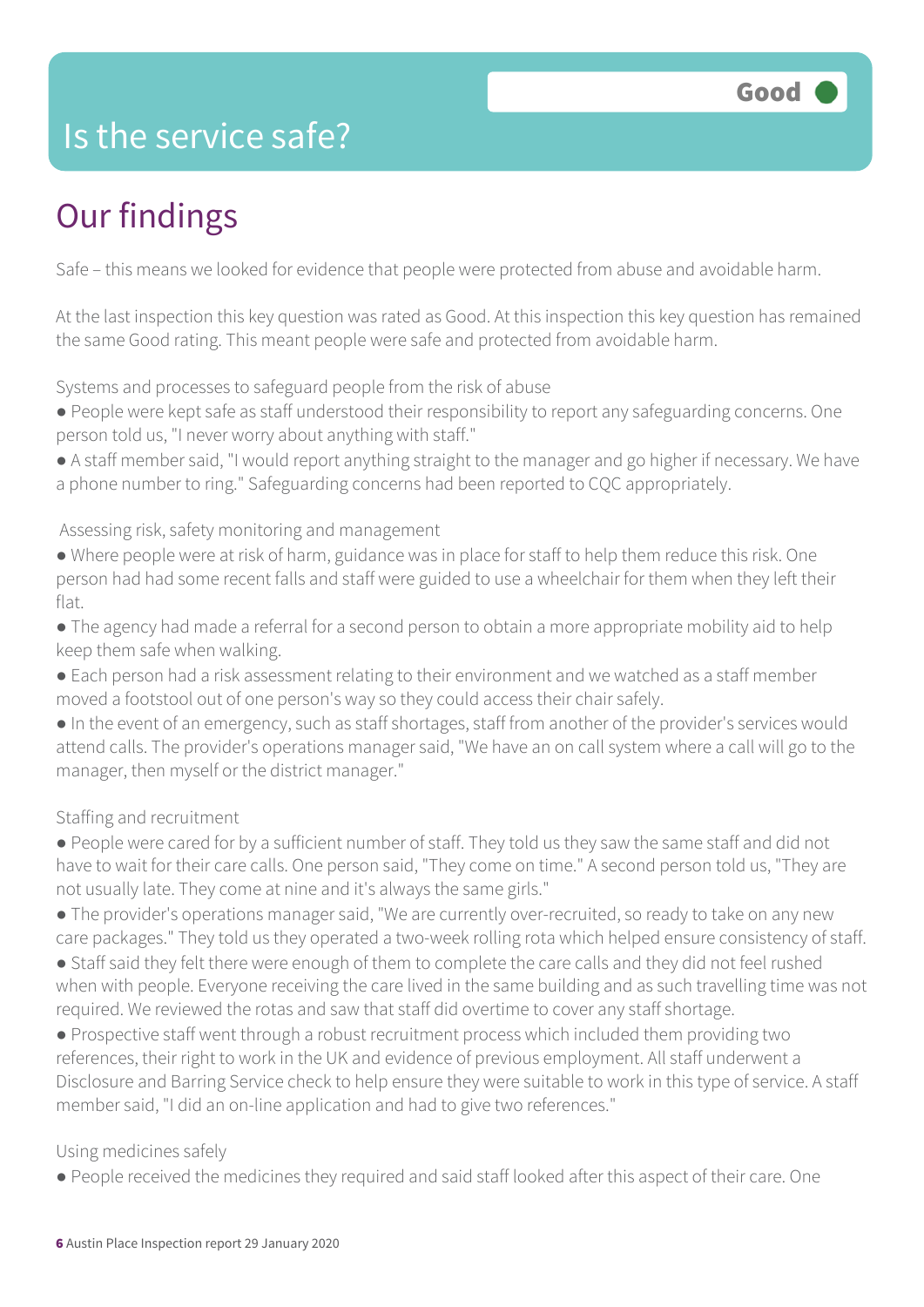# Is the service safe?

Good

## Our findings

Safe – this means we looked for evidence that people were protected from abuse and avoidable harm.

At the last inspection this key question was rated as Good. At this inspection this key question has remained the same Good rating. This meant people were safe and protected from avoidable harm.

Systems and processes to safeguard people from the risk of abuse

- People were kept safe as staff understood their responsibility to report any safeguarding concerns. One person told us, "I never worry about anything with staff."
- A staff member said, "I would report anything straight to the manager and go higher if necessary. We have a phone number to ring." Safeguarding concerns had been reported to CQC appropriately.

Assessing risk, safety monitoring and management

- Where people were at risk of harm, guidance was in place for staff to help them reduce this risk. One person had had some recent falls and staff were guided to use a wheelchair for them when they left their flat.
- The agency had made a referral for a second person to obtain a more appropriate mobility aid to help keep them safe when walking.
- Each person had a risk assessment relating to their environment and we watched as a staff member moved a footstool out of one person's way so they could access their chair safely.
- In the event of an emergency, such as staff shortages, staff from another of the provider's services would attend calls. The provider's operations manager said, "We have an on call system where a call will go to the manager, then myself or the district manager."

Staffing and recruitment

- People were cared for by a sufficient number of staff. They told us they saw the same staff and did not have to wait for their care calls. One person said, "They come on time." A second person told us, "They are not usually late. They come at nine and it's always the same girls."
- The provider's operations manager said, "We are currently over-recruited, so ready to take on any new care packages." They told us they operated a two-week rolling rota which helped ensure consistency of staff.
- Staff said they felt there were enough of them to complete the care calls and they did not feel rushed when with people. Everyone receiving the care lived in the same building and as such travelling time was not required. We reviewed the rotas and saw that staff did overtime to cover any staff shortage.
- Prospective staff went through a robust recruitment process which included them providing two references, their right to work in the UK and evidence of previous employment. All staff underwent a Disclosure and Barring Service check to help ensure they were suitable to work in this type of service. A staff member said, "I did an on-line application and had to give two references."

Using medicines safely

- People received the medicines they required and said staff looked after this aspect of their care. One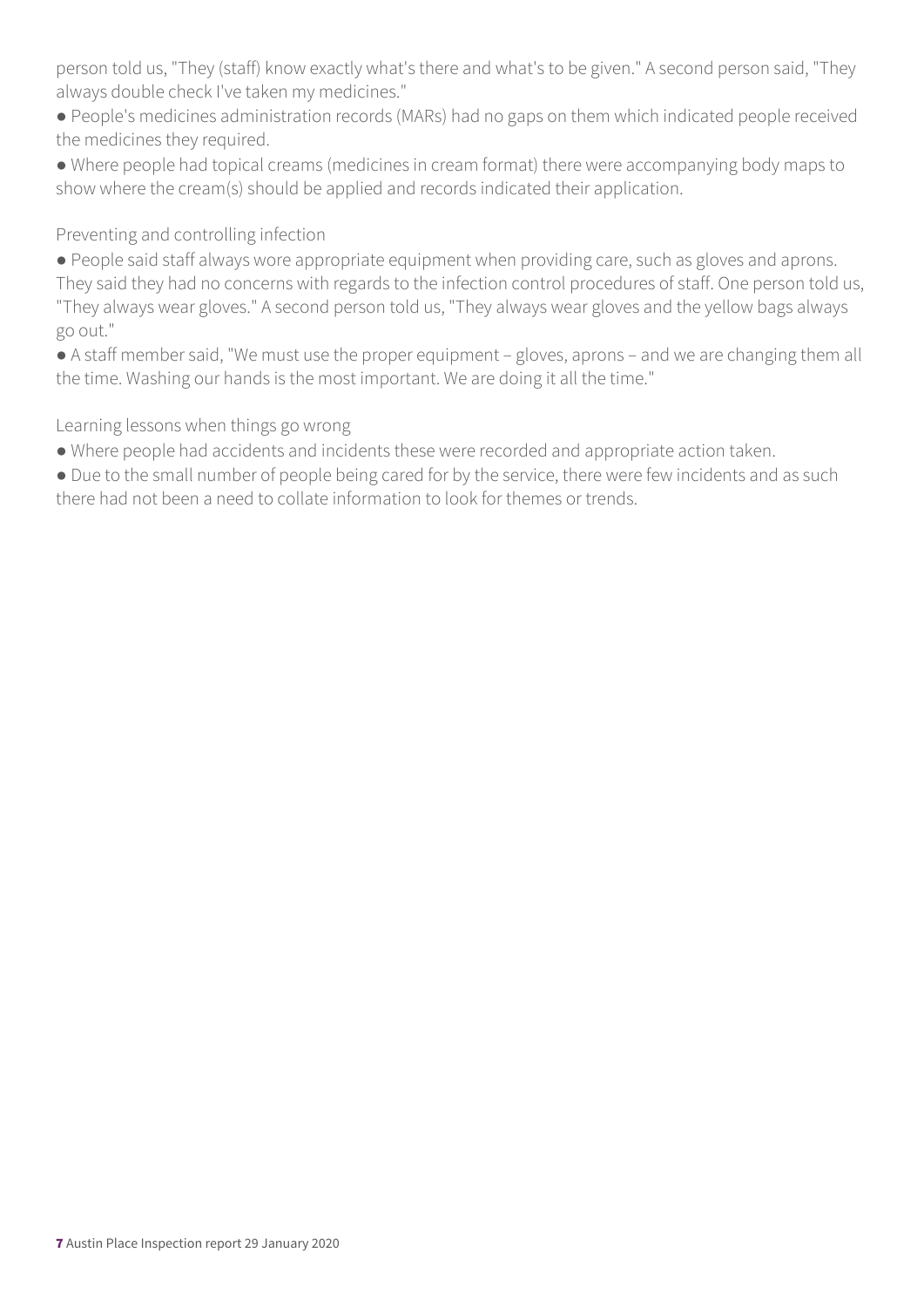person told us, "They (staff) know exactly what's there and what's to be given." A second person said, "They always double check I've taken my medicines."

- People's medicines administration records (MARs) had no gaps on them which indicated people received the medicines they required.
- Where people had topical creams (medicines in cream format) there were accompanying body maps to show where the cream(s) should be applied and records indicated their application.

Preventing and controlling infection

- People said staff always wore appropriate equipment when providing care, such as gloves and aprons. They said they had no concerns with regards to the infection control procedures of staff. One person told us, "They always wear gloves." A second person told us, "They always wear gloves and the yellow bags always go out."
- A staff member said, "We must use the proper equipment – gloves, aprons – and we are changing them all the time. Washing our hands is the most important. We are doing it all the time."

Learning lessons when things go wrong

- Where people had accidents and incidents these were recorded and appropriate action taken.
- Due to the small number of people being cared for by the service, there were few incidents and as such there had not been a need to collate information to look for themes or trends.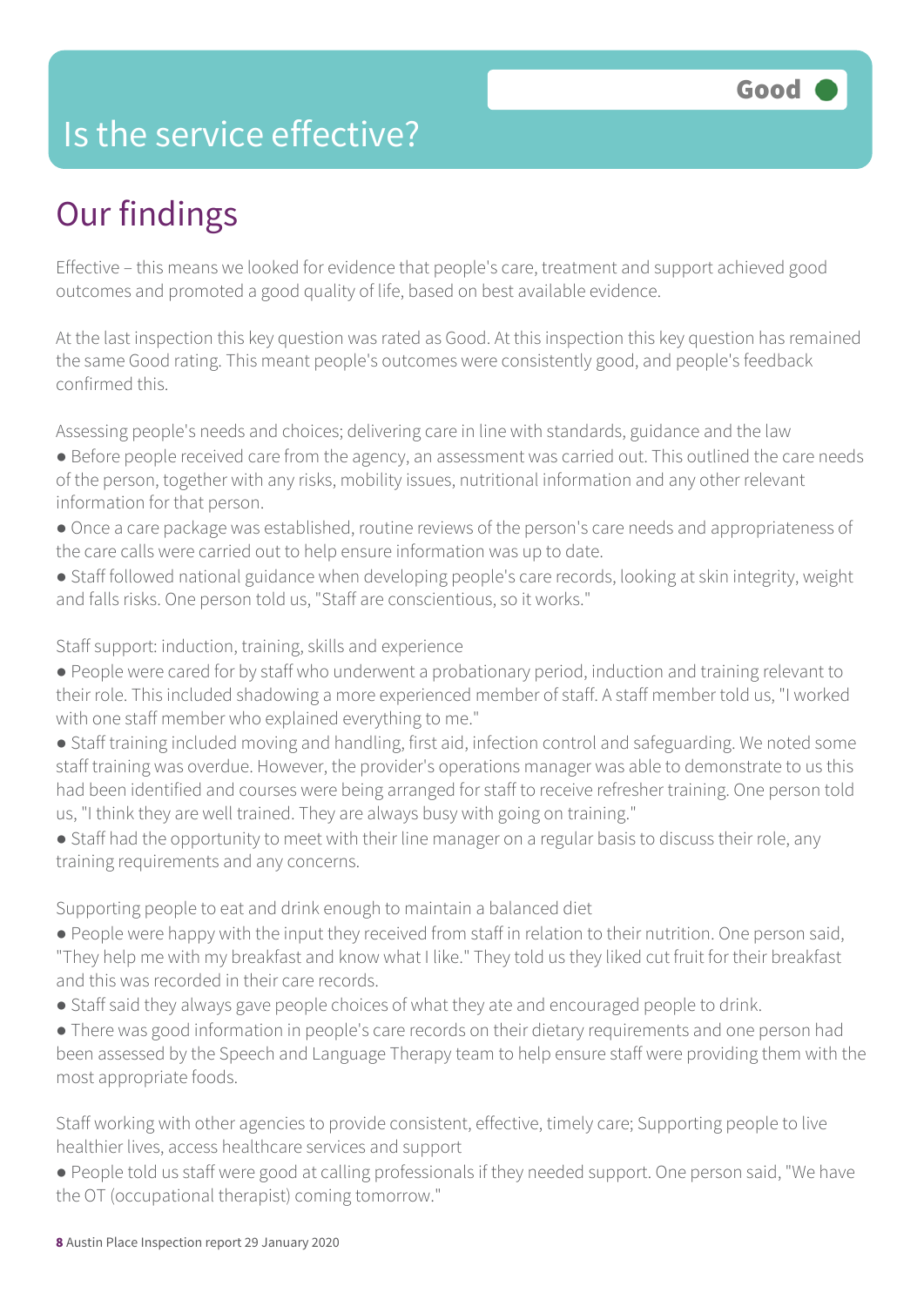# Is the service effective?

**Good**

## Our findings

Effective – this means we looked for evidence that people's care, treatment and support achieved good outcomes and promoted a good quality of life, based on best available evidence.

At the last inspection this key question was rated as Good. At this inspection this key question has remained the same Good rating. This meant people's outcomes were consistently good, and people's feedback confirmed this.

Assessing people's needs and choices; delivering care in line with standards, guidance and the law

- Before people received care from the agency, an assessment was carried out. This outlined the care needs of the person, together with any risks, mobility issues, nutritional information and any other relevant information for that person.
- Once a care package was established, routine reviews of the person's care needs and appropriateness of the care calls were carried out to help ensure information was up to date.
- Staff followed national guidance when developing people's care records, looking at skin integrity, weight and falls risks. One person told us, "Staff are conscientious, so it works."

Staff support: induction, training, skills and experience

- People were cared for by staff who underwent a probationary period, induction and training relevant to their role. This included shadowing a more experienced member of staff. A staff member told us, "I worked with one staff member who explained everything to me."
- Staff training included moving and handling, first aid, infection control and safeguarding. We noted some staff training was overdue. However, the provider's operations manager was able to demonstrate to us this had been identified and courses were being arranged for staff to receive refresher training. One person told us, "I think they are well trained. They are always busy with going on training."
- Staff had the opportunity to meet with their line manager on a regular basis to discuss their role, any training requirements and any concerns.

Supporting people to eat and drink enough to maintain a balanced diet

- People were happy with the input they received from staff in relation to their nutrition. One person said, "They help me with my breakfast and know what I like." They told us they liked cut fruit for their breakfast and this was recorded in their care records.
- Staff said they always gave people choices of what they ate and encouraged people to drink.
- There was good information in people's care records on their dietary requirements and one person had been assessed by the Speech and Language Therapy team to help ensure staff were providing them with the most appropriate foods.

Staff working with other agencies to provide consistent, effective, timely care; Supporting people to live healthier lives, access healthcare services and support

- People told us staff were good at calling professionals if they needed support. One person said, "We have the OT (occupational therapist) coming tomorrow."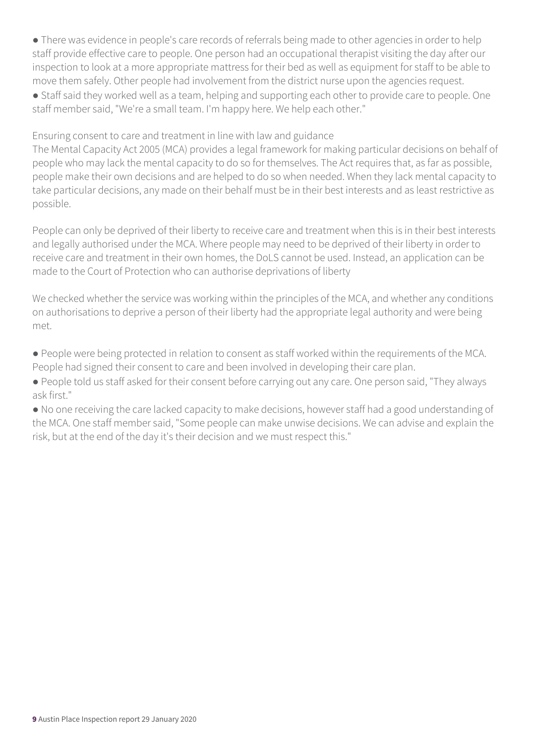- There was evidence in people's care records of referrals being made to other agencies in order to help staff provide effective care to people. One person had an occupational therapist visiting the day after our inspection to look at a more appropriate mattress for their bed as well as equipment for staff to be able to move them safely. Other people had involvement from the district nurse upon the agencies request.
- Staff said they worked well as a team, helping and supporting each other to provide care to people. One staff member said, "We're a small team. I'm happy here. We help each other."

Ensuring consent to care and treatment in line with law and guidance

The Mental Capacity Act 2005 (MCA) provides a legal framework for making particular decisions on behalf of people who may lack the mental capacity to do so for themselves. The Act requires that, as far as possible, people make their own decisions and are helped to do so when needed. When they lack mental capacity to take particular decisions, any made on their behalf must be in their best interests and as least restrictive as possible.

People can only be deprived of their liberty to receive care and treatment when this is in their best interests and legally authorised under the MCA. Where people may need to be deprived of their liberty in order to receive care and treatment in their own homes, the DoLS cannot be used. Instead, an application can be made to the Court of Protection who can authorise deprivations of liberty

We checked whether the service was working within the principles of the MCA, and whether any conditions on authorisations to deprive a person of their liberty had the appropriate legal authority and were being met.

- People were being protected in relation to consent as staff worked within the requirements of the MCA. People had signed their consent to care and been involved in developing their care plan.
- People told us staff asked for their consent before carrying out any care. One person said, "They always ask first."
- No one receiving the care lacked capacity to make decisions, however staff had a good understanding of the MCA. One staff member said, "Some people can make unwise decisions. We can advise and explain the risk, but at the end of the day it's their decision and we must respect this."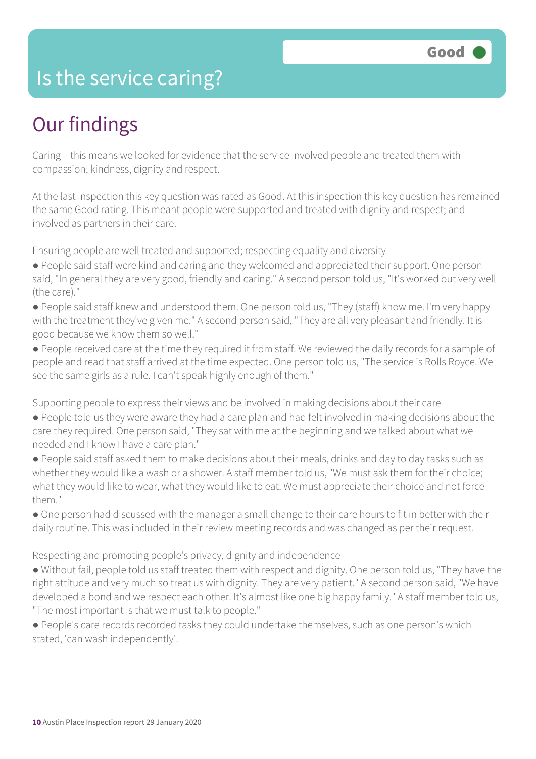# Is the service caring?

Good

## Our findings

Caring – this means we looked for evidence that the service involved people and treated them with compassion, kindness, dignity and respect.

At the last inspection this key question was rated as Good. At this inspection this key question has remained the same Good rating. This meant people were supported and treated with dignity and respect; and involved as partners in their care.

Ensuring people are well treated and supported; respecting equality and diversity

- People said staff were kind and caring and they welcomed and appreciated their support. One person said, "In general they are very good, friendly and caring." A second person told us, "It's worked out very well (the care)."
- People said staff knew and understood them. One person told us, "They (staff) know me. I'm very happy with the treatment they've given me." A second person said, "They are all very pleasant and friendly. It is good because we know them so well."
- People received care at the time they required it from staff. We reviewed the daily records for a sample of people and read that staff arrived at the time expected. One person told us, "The service is Rolls Royce. We see the same girls as a rule. I can't speak highly enough of them."

Supporting people to express their views and be involved in making decisions about their care

- People told us they were aware they had a care plan and had felt involved in making decisions about the care they required. One person said, "They sat with me at the beginning and we talked about what we needed and I know I have a care plan."
- People said staff asked them to make decisions about their meals, drinks and day to day tasks such as whether they would like a wash or a shower. A staff member told us, "We must ask them for their choice; what they would like to wear, what they would like to eat. We must appreciate their choice and not force them."
- One person had discussed with the manager a small change to their care hours to fit in better with their daily routine. This was included in their review meeting records and was changed as per their request.

Respecting and promoting people's privacy, dignity and independence

- Without fail, people told us staff treated them with respect and dignity. One person told us, "They have the right attitude and very much so treat us with dignity. They are very patient." A second person said, "We have developed a bond and we respect each other. It's almost like one big happy family." A staff member told us, "The most important is that we must talk to people."
- People's care records recorded tasks they could undertake themselves, such as one person's which stated, 'can wash independently'.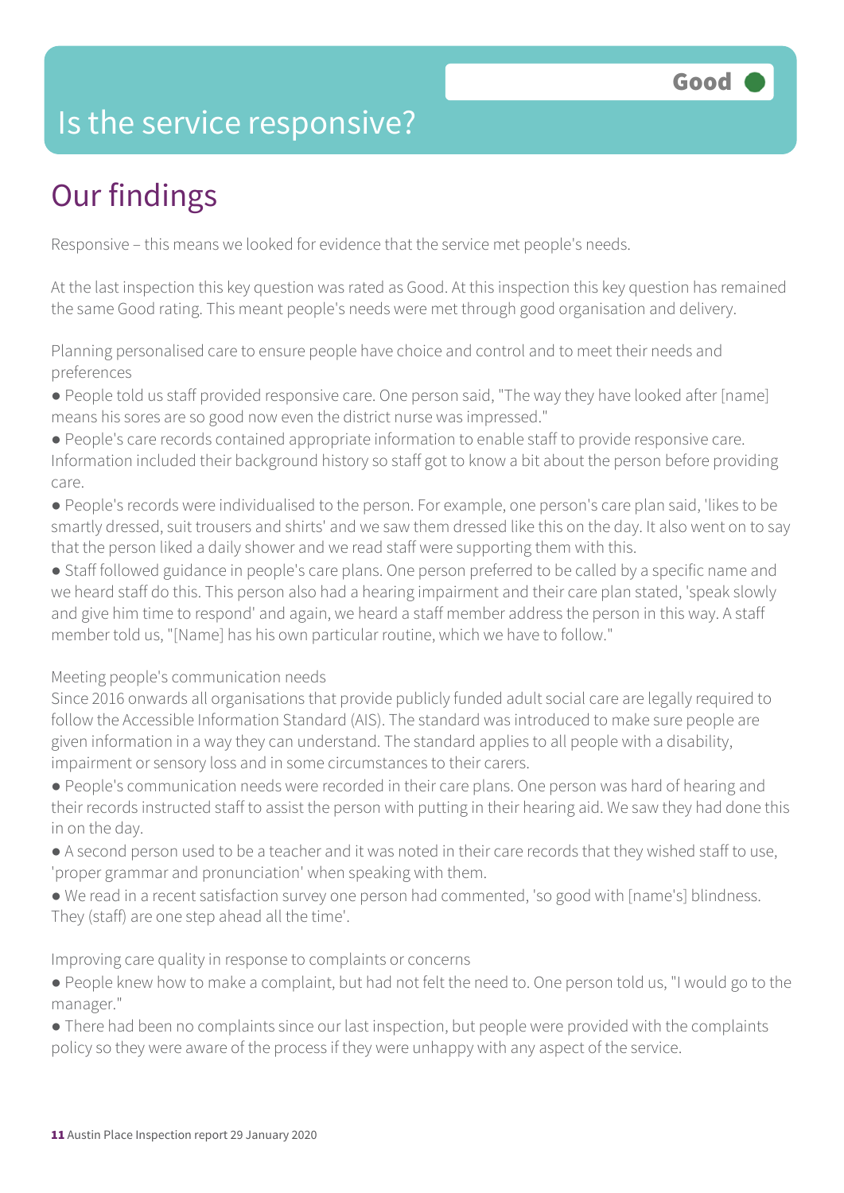Good

# Is the service responsive?

## Our findings

Responsive – this means we looked for evidence that the service met people's needs.

At the last inspection this key question was rated as Good. At this inspection this key question has remained the same Good rating. This meant people's needs were met through good organisation and delivery.

Planning personalised care to ensure people have choice and control and to meet their needs and preferences

- People told us staff provided responsive care. One person said, "The way they have looked after [name] means his sores are so good now even the district nurse was impressed."
- People's care records contained appropriate information to enable staff to provide responsive care. Information included their background history so staff got to know a bit about the person before providing care.
- People's records were individualised to the person. For example, one person's care plan said, 'likes to be smartly dressed, suit trousers and shirts' and we saw them dressed like this on the day. It also went on to say that the person liked a daily shower and we read staff were supporting them with this.
- Staff followed guidance in people's care plans. One person preferred to be called by a specific name and we heard staff do this. This person also had a hearing impairment and their care plan stated, 'speak slowly and give him time to respond' and again, we heard a staff member address the person in this way. A staff member told us, "[Name] has his own particular routine, which we have to follow."

Meeting people's communication needs

Since 2016 onwards all organisations that provide publicly funded adult social care are legally required to follow the Accessible Information Standard (AIS). The standard was introduced to make sure people are given information in a way they can understand. The standard applies to all people with a disability, impairment or sensory loss and in some circumstances to their carers.

- People's communication needs were recorded in their care plans. One person was hard of hearing and their records instructed staff to assist the person with putting in their hearing aid. We saw they had done this in on the day.
- A second person used to be a teacher and it was noted in their care records that they wished staff to use, 'proper grammar and pronunciation' when speaking with them.
- We read in a recent satisfaction survey one person had commented, 'so good with [name's] blindness. They (staff) are one step ahead all the time'.

Improving care quality in response to complaints or concerns

- People knew how to make a complaint, but had not felt the need to. One person told us, "I would go to the manager."
- There had been no complaints since our last inspection, but people were provided with the complaints policy so they were aware of the process if they were unhappy with any aspect of the service.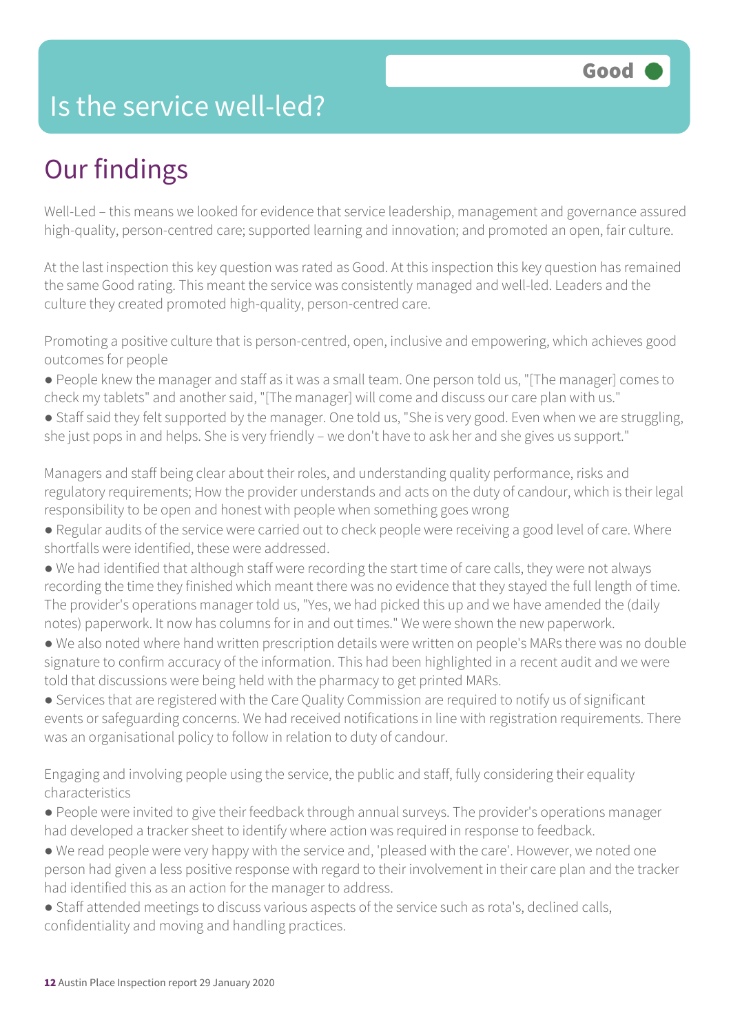# Is the service well-led?

**Good**

## Our findings

Well-Led – this means we looked for evidence that service leadership, management and governance assured high-quality, person-centred care; supported learning and innovation; and promoted an open, fair culture.

At the last inspection this key question was rated as Good. At this inspection this key question has remained the same Good rating. This meant the service was consistently managed and well-led. Leaders and the culture they created promoted high-quality, person-centred care.

Promoting a positive culture that is person-centred, open, inclusive and empowering, which achieves good outcomes for people

- People knew the manager and staff as it was a small team. One person told us, "[The manager] comes to check my tablets" and another said, "[The manager] will come and discuss our care plan with us."
- Staff said they felt supported by the manager. One told us, "She is very good. Even when we are struggling, she just pops in and helps. She is very friendly – we don't have to ask her and she gives us support."

Managers and staff being clear about their roles, and understanding quality performance, risks and regulatory requirements; How the provider understands and acts on the duty of candour, which is their legal responsibility to be open and honest with people when something goes wrong

- Regular audits of the service were carried out to check people were receiving a good level of care. Where shortfalls were identified, these were addressed.
- We had identified that although staff were recording the start time of care calls, they were not always recording the time they finished which meant there was no evidence that they stayed the full length of time. The provider's operations manager told us, "Yes, we had picked this up and we have amended the (daily notes) paperwork. It now has columns for in and out times." We were shown the new paperwork.
- We also noted where hand written prescription details were written on people's MARs there was no double signature to confirm accuracy of the information. This had been highlighted in a recent audit and we were told that discussions were being held with the pharmacy to get printed MARs.
- Services that are registered with the Care Quality Commission are required to notify us of significant events or safeguarding concerns. We had received notifications in line with registration requirements. There was an organisational policy to follow in relation to duty of candour.

Engaging and involving people using the service, the public and staff, fully considering their equality characteristics

- People were invited to give their feedback through annual surveys. The provider's operations manager had developed a tracker sheet to identify where action was required in response to feedback.
- We read people were very happy with the service and, 'pleased with the care'. However, we noted one person had given a less positive response with regard to their involvement in their care plan and the tracker had identified this as an action for the manager to address.
- Staff attended meetings to discuss various aspects of the service such as rota's, declined calls, confidentiality and moving and handling practices.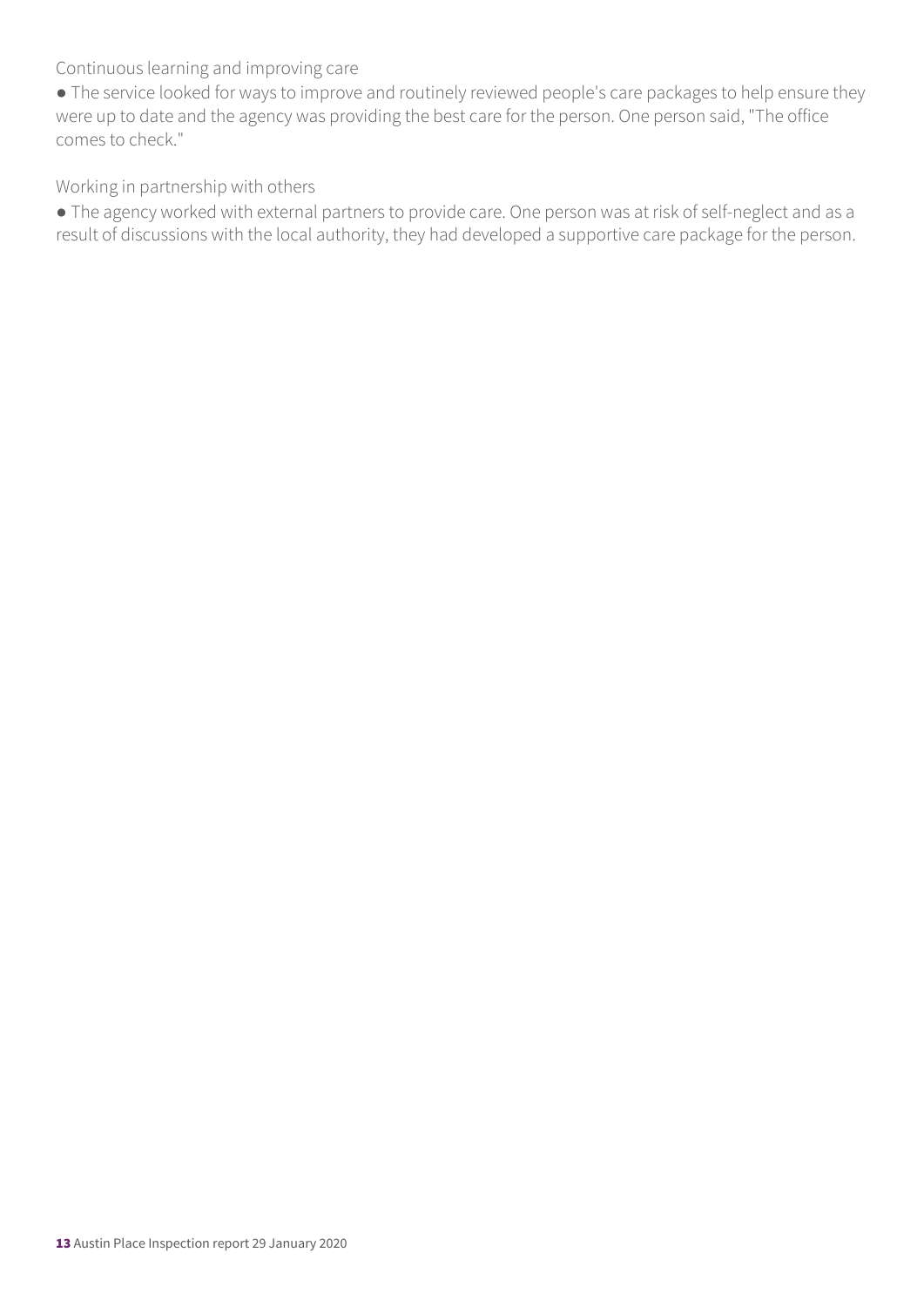### Continuous learning and improving care

- The service looked for ways to improve and routinely reviewed people's care packages to help ensure they were up to date and the agency was providing the best care for the person. One person said, "The office comes to check."

### Working in partnership with others

- The agency worked with external partners to provide care. One person was at risk of self-neglect and as a result of discussions with the local authority, they had developed a supportive care package for the person.